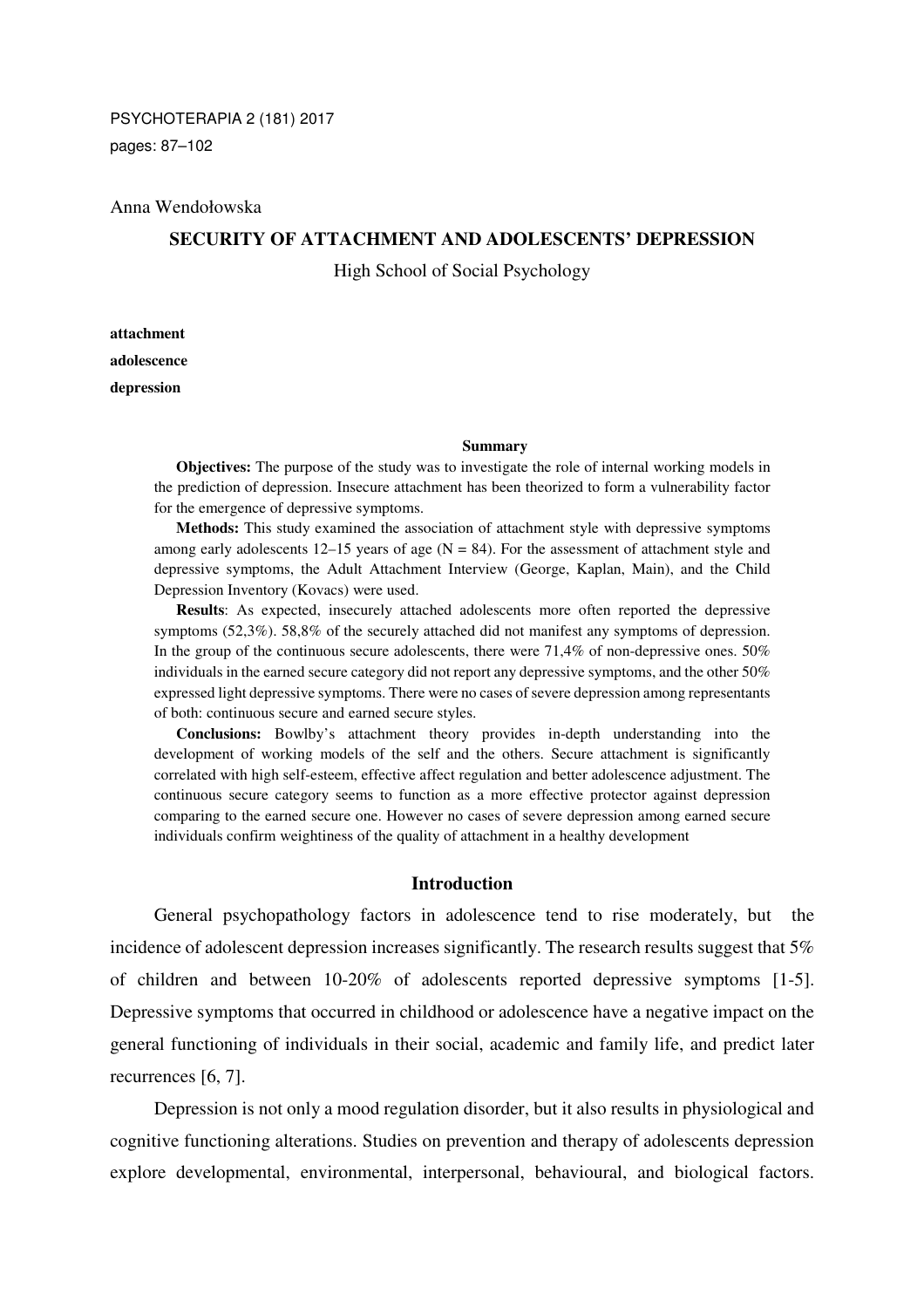Anna Wendołowska

# SECURITY OF ATTACHMENT AND ADOLESCENTS' DEPRESSION

High School of Social Psychology

**attachment**
**adolescence**
**depression**

## Summary

**Objectives:** The purpose of the study was to investigate the role of internal working models in the prediction of depression. Insecure attachment has been theorized to form a vulnerability factor for the emergence of depressive symptoms.

**Methods:** This study examined the association of attachment style with depressive symptoms among early adolescents 12–15 years of age (N = 84). For the assessment of attachment style and depressive symptoms, the Adult Attachment Interview (George, Kaplan, Main), and the Child Depression Inventory (Kovacs) were used.

**Results**: As expected, insecurely attached adolescents more often reported the depressive symptoms (52,3%). 58,8% of the securely attached did not manifest any symptoms of depression. In the group of the continuous secure adolescents, there were 71,4% of non-depressive ones. 50% individuals in the earned secure category did not report any depressive symptoms, and the other 50% expressed light depressive symptoms. There were no cases of severe depression among representants of both: continuous secure and earned secure styles.

**Conclusions:** Bowlby's attachment theory provides in-depth understanding into the development of working models of the self and the others. Secure attachment is significantly correlated with high self-esteem, effective affect regulation and better adolescence adjustment. The continuous secure category seems to function as a more effective protector against depression comparing to the earned secure one. However no cases of severe depression among earned secure individuals confirm weightiness of the quality of attachment in a healthy development

## Introduction

General psychopathology factors in adolescence tend to rise moderately, but the incidence of adolescent depression increases significantly. The research results suggest that 5% of children and between 10-20% of adolescents reported depressive symptoms [1-5]. Depressive symptoms that occurred in childhood or adolescence have a negative impact on the general functioning of individuals in their social, academic and family life, and predict later recurrences [6, 7].

Depression is not only a mood regulation disorder, but it also results in physiological and cognitive functioning alterations. Studies on prevention and therapy of adolescents depression explore developmental, environmental, interpersonal, behavioural, and biological factors.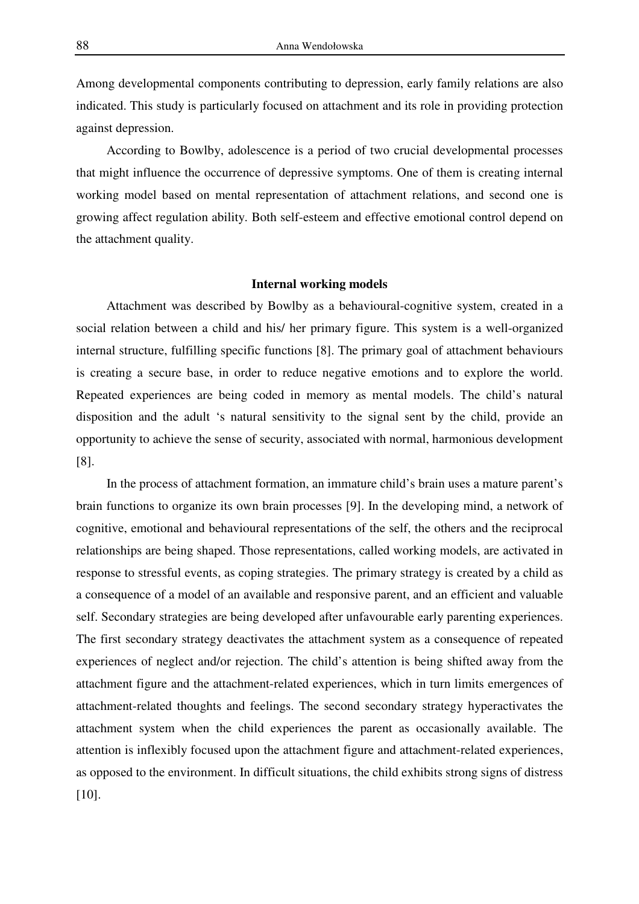Among developmental components contributing to depression, early family relations are also indicated. This study is particularly focused on attachment and its role in providing protection against depression.

According to Bowlby, adolescence is a period of two crucial developmental processes that might influence the occurrence of depressive symptoms. One of them is creating internal working model based on mental representation of attachment relations, and second one is growing affect regulation ability. Both self-esteem and effective emotional control depend on the attachment quality.

## Internal working models

Attachment was described by Bowlby as a behavioural-cognitive system, created in a social relation between a child and his/ her primary figure. This system is a well-organized internal structure, fulfilling specific functions [8]. The primary goal of attachment behaviours is creating a secure base, in order to reduce negative emotions and to explore the world. Repeated experiences are being coded in memory as mental models. The child's natural disposition and the adult 's natural sensitivity to the signal sent by the child, provide an opportunity to achieve the sense of security, associated with normal, harmonious development [8].

In the process of attachment formation, an immature child's brain uses a mature parent's brain functions to organize its own brain processes [9]. In the developing mind, a network of cognitive, emotional and behavioural representations of the self, the others and the reciprocal relationships are being shaped. Those representations, called working models, are activated in response to stressful events, as coping strategies. The primary strategy is created by a child as a consequence of a model of an available and responsive parent, and an efficient and valuable self. Secondary strategies are being developed after unfavourable early parenting experiences. The first secondary strategy deactivates the attachment system as a consequence of repeated experiences of neglect and/or rejection. The child's attention is being shifted away from the attachment figure and the attachment-related experiences, which in turn limits emergences of attachment-related thoughts and feelings. The second secondary strategy hyperactivates the attachment system when the child experiences the parent as occasionally available. The attention is inflexibly focused upon the attachment figure and attachment-related experiences, as opposed to the environment. In difficult situations, the child exhibits strong signs of distress [10].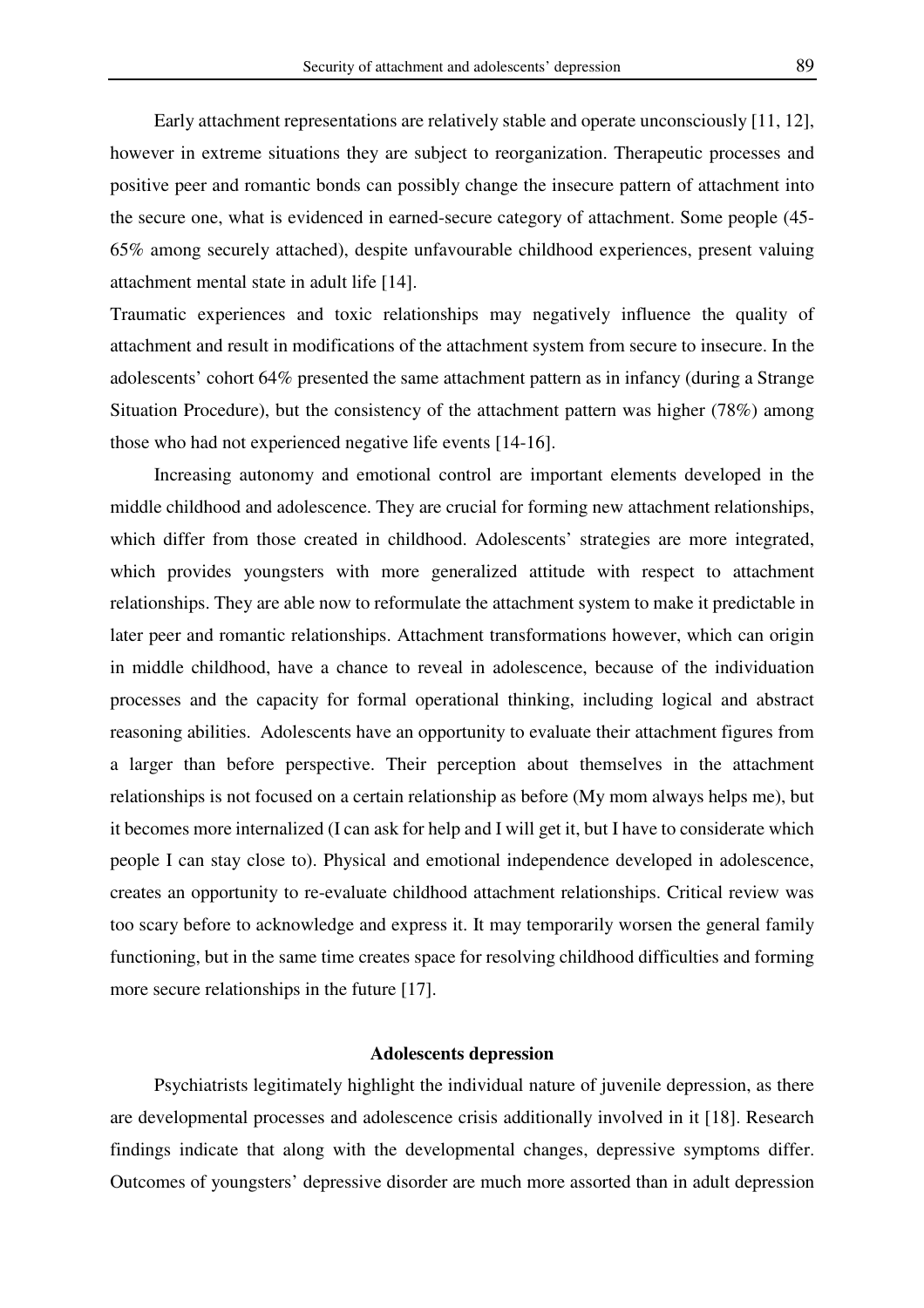Early attachment representations are relatively stable and operate unconsciously [11, 12], however in extreme situations they are subject to reorganization. Therapeutic processes and positive peer and romantic bonds can possibly change the insecure pattern of attachment into the secure one, what is evidenced in earned-secure category of attachment. Some people (45-65% among securely attached), despite unfavourable childhood experiences, present valuing attachment mental state in adult life [14].

Traumatic experiences and toxic relationships may negatively influence the quality of attachment and result in modifications of the attachment system from secure to insecure. In the adolescents' cohort 64% presented the same attachment pattern as in infancy (during a Strange Situation Procedure), but the consistency of the attachment pattern was higher (78%) among those who had not experienced negative life events [14-16].

Increasing autonomy and emotional control are important elements developed in the middle childhood and adolescence. They are crucial for forming new attachment relationships, which differ from those created in childhood. Adolescents' strategies are more integrated, which provides youngsters with more generalized attitude with respect to attachment relationships. They are able now to reformulate the attachment system to make it predictable in later peer and romantic relationships. Attachment transformations however, which can origin in middle childhood, have a chance to reveal in adolescence, because of the individuation processes and the capacity for formal operational thinking, including logical and abstract reasoning abilities. Adolescents have an opportunity to evaluate their attachment figures from a larger than before perspective. Their perception about themselves in the attachment relationships is not focused on a certain relationship as before (My mom always helps me), but it becomes more internalized (I can ask for help and I will get it, but I have to considerate which people I can stay close to). Physical and emotional independence developed in adolescence, creates an opportunity to re-evaluate childhood attachment relationships. Critical review was too scary before to acknowledge and express it. It may temporarily worsen the general family functioning, but in the same time creates space for resolving childhood difficulties and forming more secure relationships in the future [17].

## Adolescents depression

Psychiatrists legitimately highlight the individual nature of juvenile depression, as there are developmental processes and adolescence crisis additionally involved in it [18]. Research findings indicate that along with the developmental changes, depressive symptoms differ. Outcomes of youngsters' depressive disorder are much more assorted than in adult depression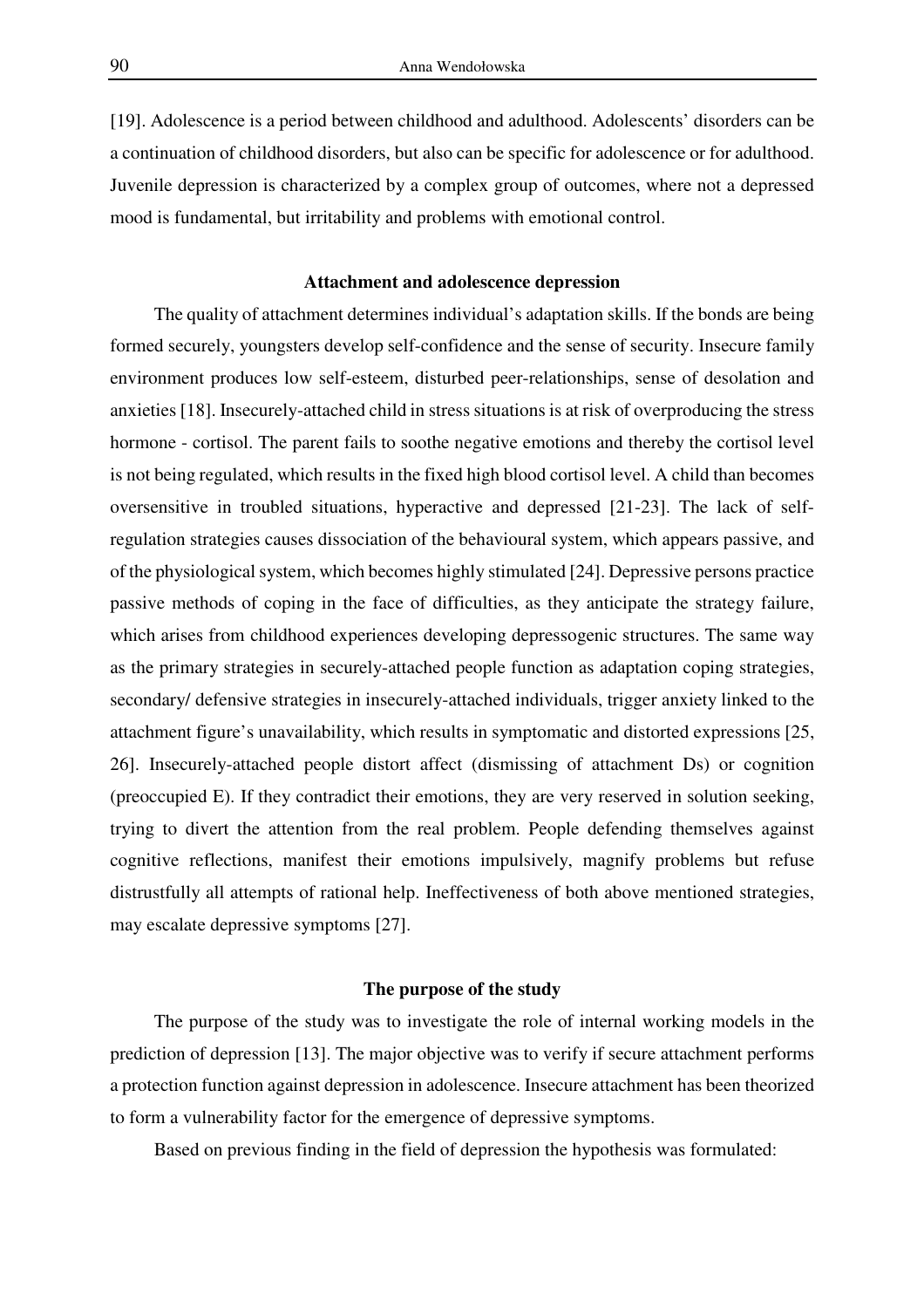[19]. Adolescence is a period between childhood and adulthood. Adolescents' disorders can be a continuation of childhood disorders, but also can be specific for adolescence or for adulthood. Juvenile depression is characterized by a complex group of outcomes, where not a depressed mood is fundamental, but irritability and problems with emotional control.

## Attachment and adolescence depression

The quality of attachment determines individual's adaptation skills. If the bonds are being formed securely, youngsters develop self-confidence and the sense of security. Insecure family environment produces low self-esteem, disturbed peer-relationships, sense of desolation and anxieties [18]. Insecurely-attached child in stress situations is at risk of overproducing the stress hormone - cortisol. The parent fails to soothe negative emotions and thereby the cortisol level is not being regulated, which results in the fixed high blood cortisol level. A child than becomes oversensitive in troubled situations, hyperactive and depressed [21-23]. The lack of self-regulation strategies causes dissociation of the behavioural system, which appears passive, and of the physiological system, which becomes highly stimulated [24]. Depressive persons practice passive methods of coping in the face of difficulties, as they anticipate the strategy failure, which arises from childhood experiences developing depressogenic structures. The same way as the primary strategies in securely-attached people function as adaptation coping strategies, secondary/ defensive strategies in insecurely-attached individuals, trigger anxiety linked to the attachment figure's unavailability, which results in symptomatic and distorted expressions [25, 26]. Insecurely-attached people distort affect (dismissing of attachment Ds) or cognition (preoccupied E). If they contradict their emotions, they are very reserved in solution seeking, trying to divert the attention from the real problem. People defending themselves against cognitive reflections, manifest their emotions impulsively, magnify problems but refuse distrustfully all attempts of rational help. Ineffectiveness of both above mentioned strategies, may escalate depressive symptoms [27].

## The purpose of the study

The purpose of the study was to investigate the role of internal working models in the prediction of depression [13]. The major objective was to verify if secure attachment performs a protection function against depression in adolescence. Insecure attachment has been theorized to form a vulnerability factor for the emergence of depressive symptoms.

Based on previous finding in the field of depression the hypothesis was formulated: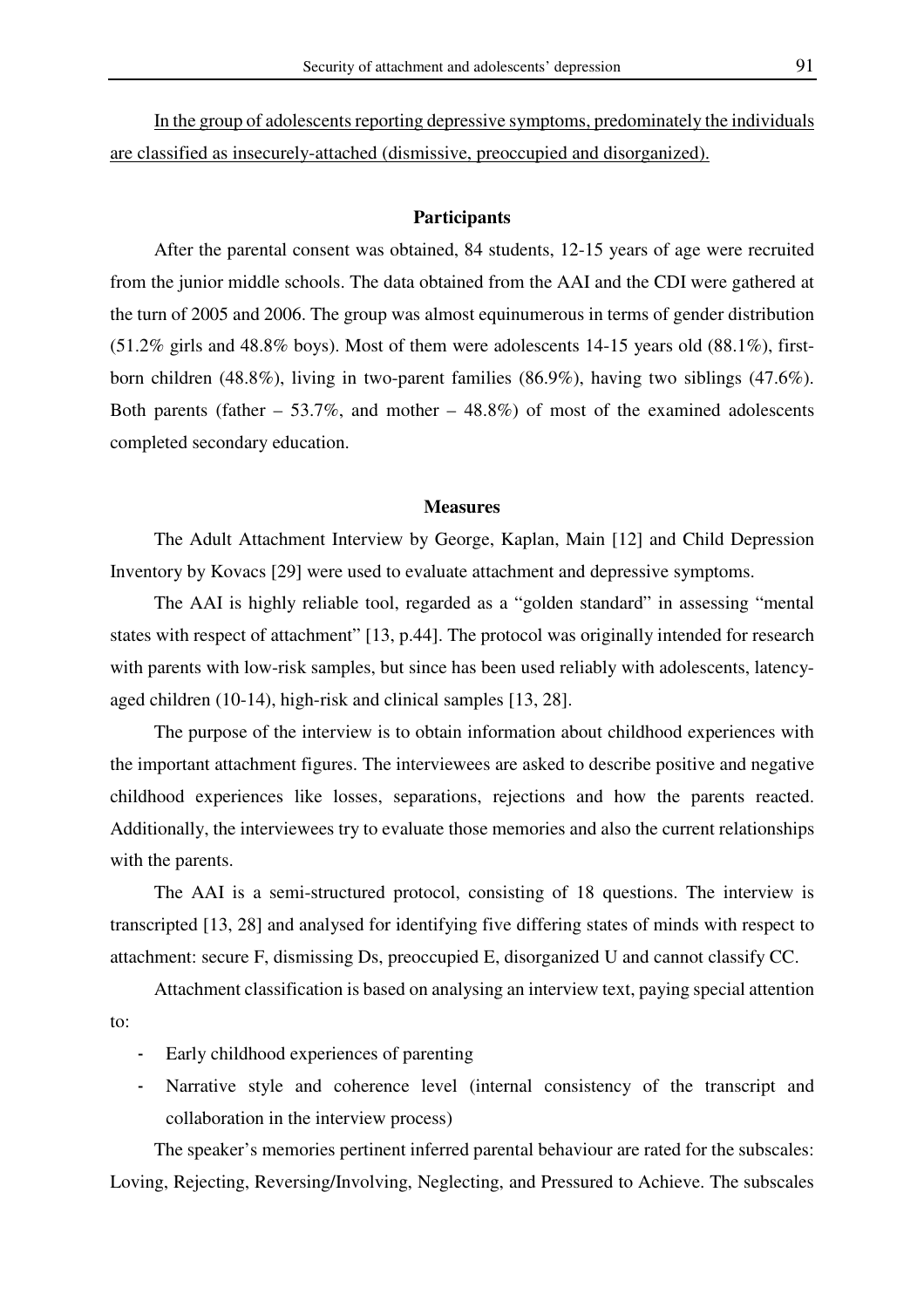In the group of adolescents reporting depressive symptoms, predominately the individuals are classified as insecurely-attached (dismissive, preoccupied and disorganized).

### Participants

After the parental consent was obtained, 84 students, 12-15 years of age were recruited from the junior middle schools. The data obtained from the AAI and the CDI were gathered at the turn of 2005 and 2006. The group was almost equinumerous in terms of gender distribution (51.2% girls and 48.8% boys). Most of them were adolescents 14-15 years old (88.1%), first-born children (48.8%), living in two-parent families (86.9%), having two siblings (47.6%). Both parents (father – 53.7%, and mother – 48.8%) of most of the examined adolescents completed secondary education.

### Measures

The Adult Attachment Interview by George, Kaplan, Main [12] and Child Depression Inventory by Kovacs [29] were used to evaluate attachment and depressive symptoms.

The AAI is highly reliable tool, regarded as a "golden standard" in assessing "mental states with respect of attachment" [13, p.44]. The protocol was originally intended for research with parents with low-risk samples, but since has been used reliably with adolescents, latency-aged children (10-14), high-risk and clinical samples [13, 28].

The purpose of the interview is to obtain information about childhood experiences with the important attachment figures. The interviewees are asked to describe positive and negative childhood experiences like losses, separations, rejections and how the parents reacted. Additionally, the interviewees try to evaluate those memories and also the current relationships with the parents.

The AAI is a semi-structured protocol, consisting of 18 questions. The interview is transcripted [13, 28] and analysed for identifying five differing states of minds with respect to attachment: secure F, dismissing Ds, preoccupied E, disorganized U and cannot classify CC.

Attachment classification is based on analysing an interview text, paying special attention to:

- Early childhood experiences of parenting
- Narrative style and coherence level (internal consistency of the transcript and collaboration in the interview process)

The speaker's memories pertinent inferred parental behaviour are rated for the subscales: Loving, Rejecting, Reversing/Involving, Neglecting, and Pressured to Achieve. The subscales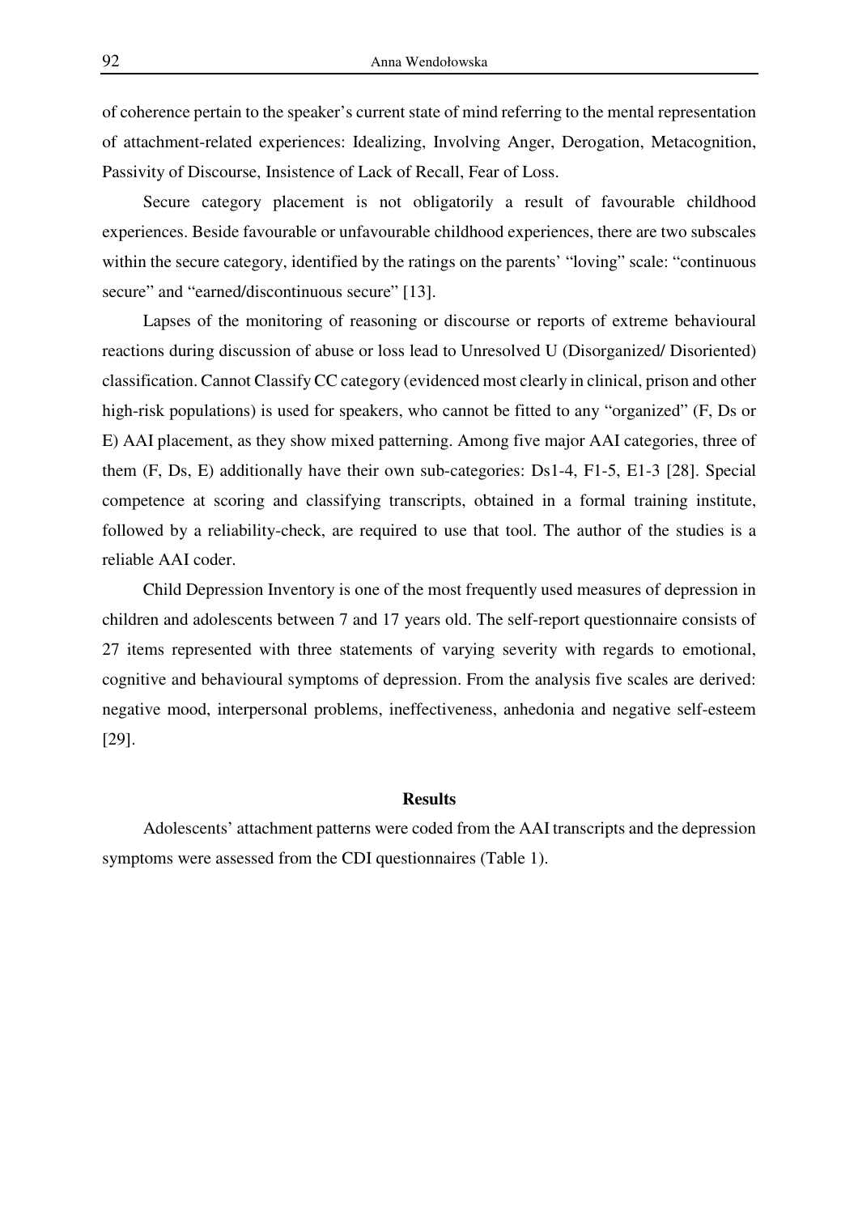of coherence pertain to the speaker's current state of mind referring to the mental representation of attachment-related experiences: Idealizing, Involving Anger, Derogation, Metacognition, Passivity of Discourse, Insistence of Lack of Recall, Fear of Loss.

Secure category placement is not obligatorily a result of favourable childhood experiences. Beside favourable or unfavourable childhood experiences, there are two subscales within the secure category, identified by the ratings on the parents' "loving" scale: "continuous secure" and "earned/discontinuous secure" [13].

Lapses of the monitoring of reasoning or discourse or reports of extreme behavioural reactions during discussion of abuse or loss lead to Unresolved U (Disorganized/ Disoriented) classification. Cannot Classify CC category (evidenced most clearly in clinical, prison and other high-risk populations) is used for speakers, who cannot be fitted to any "organized" (F, Ds or E) AAI placement, as they show mixed patterning. Among five major AAI categories, three of them (F, Ds, E) additionally have their own sub-categories: Ds1-4, F1-5, E1-3 [28]. Special competence at scoring and classifying transcripts, obtained in a formal training institute, followed by a reliability-check, are required to use that tool. The author of the studies is a reliable AAI coder.

Child Depression Inventory is one of the most frequently used measures of depression in children and adolescents between 7 and 17 years old. The self-report questionnaire consists of 27 items represented with three statements of varying severity with regards to emotional, cognitive and behavioural symptoms of depression. From the analysis five scales are derived: negative mood, interpersonal problems, ineffectiveness, anhedonia and negative self-esteem [29].

## Results

Adolescents' attachment patterns were coded from the AAI transcripts and the depression symptoms were assessed from the CDI questionnaires (Table 1).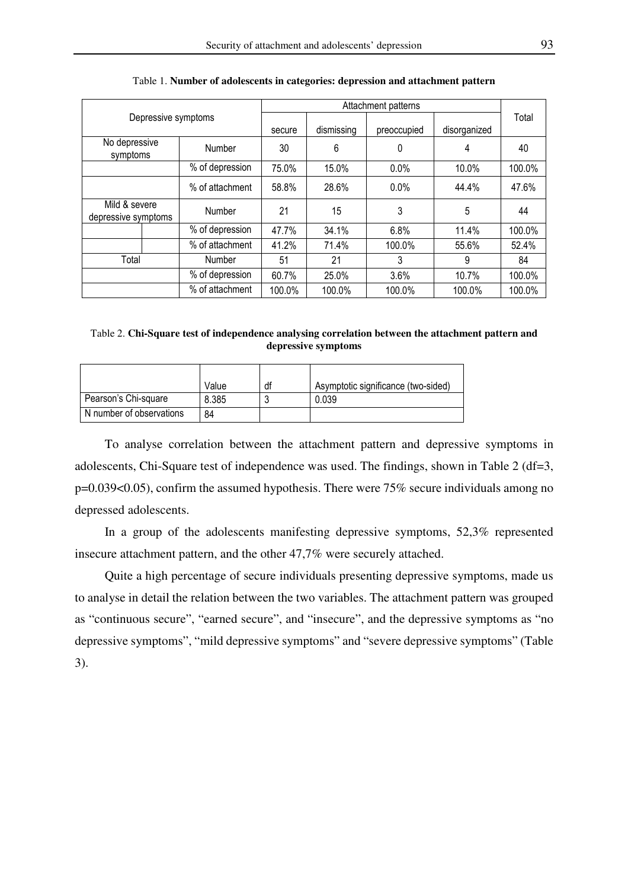Table 1. **Number of adolescents in categories: depression and attachment pattern**

| Depressive symptoms | | Attachment patterns | | | | Total |
|---|---|---|---|---|---|---|
| | | secure | dismissing | preoccupied | disorganized | |
| No depressive symptoms | Number | 30 | 6 | 0 | 4 | 40 |
| | % of depression | 75.0% | 15.0% | 0.0% | 10.0% | 100.0% |
| | % of attachment | 58.8% | 28.6% | 0.0% | 44.4% | 47.6% |
| Mild & severe depressive symptoms | Number | 21 | 15 | 3 | 5 | 44 |
| | % of depression | 47.7% | 34.1% | 6.8% | 11.4% | 100.0% |
| | % of attachment | 41.2% | 71.4% | 100.0% | 55.6% | 52.4% |
| Total | Number | 51 | 21 | 3 | 9 | 84 |
| | % of depression | 60.7% | 25.0% | 3.6% | 10.7% | 100.0% |
| | % of attachment | 100.0% | 100.0% | 100.0% | 100.0% | 100.0% |

Table 2. **Chi-Square test of independence analysing correlation between the attachment pattern and depressive symptoms**

| | Value | df | Asymptotic significance (two-sided) |
|---|---|---|---|
| Pearson's Chi-square | 8.385 | 3 | 0.039 |
| N number of observations | 84 | | |

To analyse correlation between the attachment pattern and depressive symptoms in adolescents, Chi-Square test of independence was used. The findings, shown in Table 2 (df=3, p=0.039<0.05), confirm the assumed hypothesis. There were 75% secure individuals among no depressed adolescents.

In a group of the adolescents manifesting depressive symptoms, 52,3% represented insecure attachment pattern, and the other 47,7% were securely attached.

Quite a high percentage of secure individuals presenting depressive symptoms, made us to analyse in detail the relation between the two variables. The attachment pattern was grouped as "continuous secure", "earned secure", and "insecure", and the depressive symptoms as "no depressive symptoms", "mild depressive symptoms" and "severe depressive symptoms" (Table 3).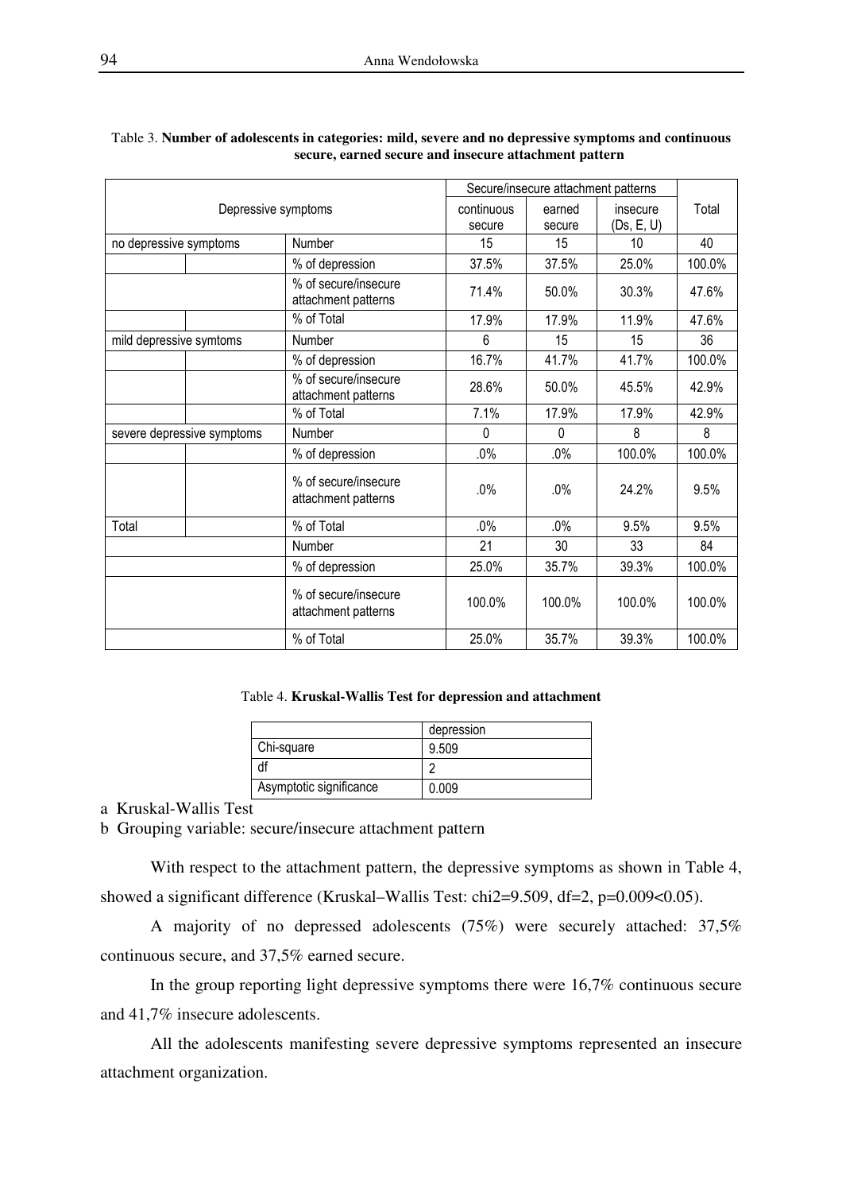Table 3. **Number of adolescents in categories: mild, severe and no depressive symptoms and continuous secure, earned secure and insecure attachment pattern**

| Depressive symptoms | | | Secure/insecure attachment patterns | | | Total |
|---|---|---|---|---|---|---|
| | | | continuous secure | earned secure | insecure (Ds, E, U) | |
| no depressive symptoms | | Number | 15 | 15 | 10 | 40 |
| | | % of depression | 37.5% | 37.5% | 25.0% | 100.0% |
| | | % of secure/insecure attachment patterns | 71.4% | 50.0% | 30.3% | 47.6% |
| | | % of Total | 17.9% | 17.9% | 11.9% | 47.6% |
| mild depressive symtoms | | Number | 6 | 15 | 15 | 36 |
| | | % of depression | 16.7% | 41.7% | 41.7% | 100.0% |
| | | % of secure/insecure attachment patterns | 28.6% | 50.0% | 45.5% | 42.9% |
| | | % of Total | 7.1% | 17.9% | 17.9% | 42.9% |
| severe depressive symptoms | | Number | 0 | 0 | 8 | 8 |
| | | % of depression | .0% | .0% | 100.0% | 100.0% |
| | | % of secure/insecure attachment patterns | .0% | .0% | 24.2% | 9.5% |
| Total | | % of Total | .0% | .0% | 9.5% | 9.5% |
| | | Number | 21 | 30 | 33 | 84 |
| | | % of depression | 25.0% | 35.7% | 39.3% | 100.0% |
| | | % of secure/insecure attachment patterns | 100.0% | 100.0% | 100.0% | 100.0% |
| | | % of Total | 25.0% | 35.7% | 39.3% | 100.0% |

Table 4. **Kruskal-Wallis Test for depression and attachment**

| | depression |
|---|---|
| Chi-square | 9.509 |
| df | 2 |
| Asymptotic significance | 0.009 |

a Kruskal-Wallis Test

b Grouping variable: secure/insecure attachment pattern

With respect to the attachment pattern, the depressive symptoms as shown in Table 4, showed a significant difference (Kruskal–Wallis Test: chi2=9.509, df=2, $p=0.009<0.05$).

A majority of no depressed adolescents (75%) were securely attached: 37,5% continuous secure, and 37,5% earned secure.

In the group reporting light depressive symptoms there were 16,7% continuous secure and 41,7% insecure adolescents.

All the adolescents manifesting severe depressive symptoms represented an insecure attachment organization.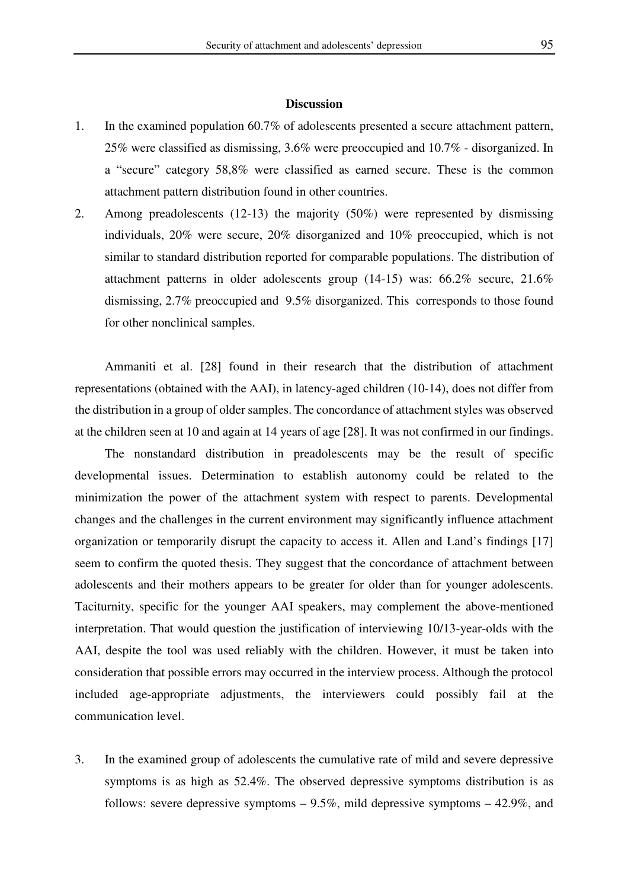## Discussion

1. In the examined population 60.7% of adolescents presented a secure attachment pattern, 25% were classified as dismissing, 3.6% were preoccupied and 10.7% - disorganized. In a "secure" category 58,8% were classified as earned secure. These is the common attachment pattern distribution found in other countries.
2. Among preadolescents (12-13) the majority (50%) were represented by dismissing individuals, 20% were secure, 20% disorganized and 10% preoccupied, which is not similar to standard distribution reported for comparable populations. The distribution of attachment patterns in older adolescents group (14-15) was: 66.2% secure, 21.6% dismissing, 2.7% preoccupied and 9.5% disorganized. This corresponds to those found for other nonclinical samples.

Ammaniti et al. [28] found in their research that the distribution of attachment representations (obtained with the AAI), in latency-aged children (10-14), does not differ from the distribution in a group of older samples. The concordance of attachment styles was observed at the children seen at 10 and again at 14 years of age [28]. It was not confirmed in our findings.

The nonstandard distribution in preadolescents may be the result of specific developmental issues. Determination to establish autonomy could be related to the minimization the power of the attachment system with respect to parents. Developmental changes and the challenges in the current environment may significantly influence attachment organization or temporarily disrupt the capacity to access it. Allen and Land's findings [17] seem to confirm the quoted thesis. They suggest that the concordance of attachment between adolescents and their mothers appears to be greater for older than for younger adolescents. Taciturnity, specific for the younger AAI speakers, may complement the above-mentioned interpretation. That would question the justification of interviewing 10/13-year-olds with the AAI, despite the tool was used reliably with the children. However, it must be taken into consideration that possible errors may occurred in the interview process. Although the protocol included age-appropriate adjustments, the interviewers could possibly fail at the communication level.

3. In the examined group of adolescents the cumulative rate of mild and severe depressive symptoms is as high as 52.4%. The observed depressive symptoms distribution is as follows: severe depressive symptoms – 9.5%, mild depressive symptoms – 42.9%, and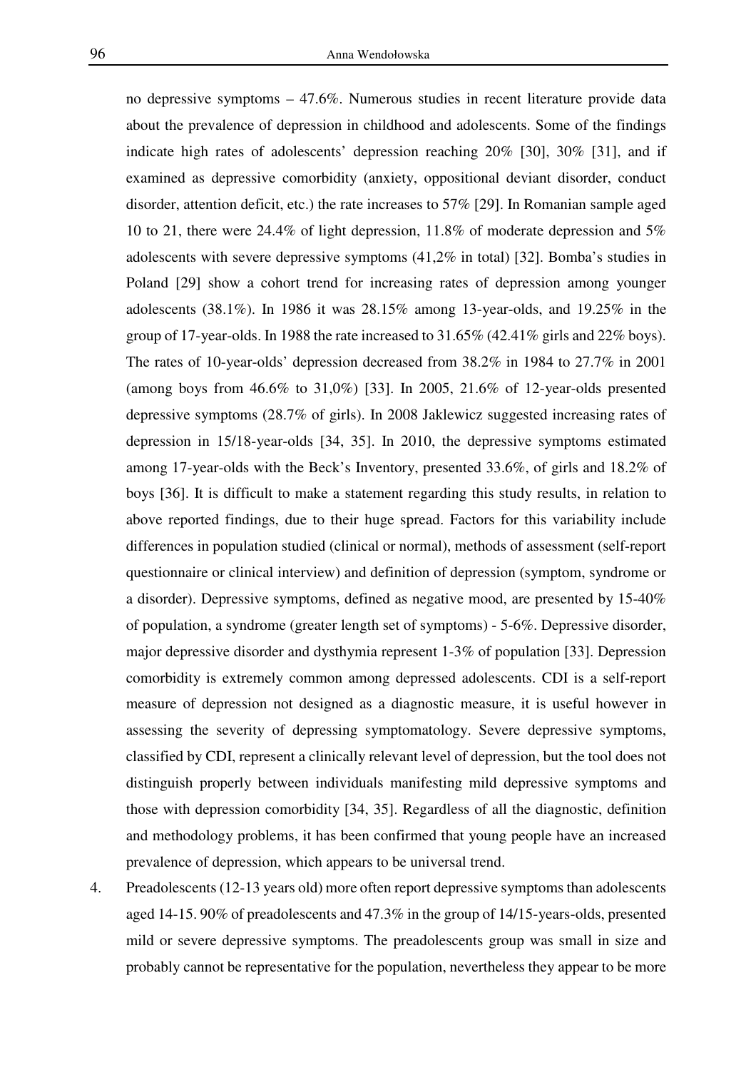no depressive symptoms – 47.6%. Numerous studies in recent literature provide data about the prevalence of depression in childhood and adolescents. Some of the findings indicate high rates of adolescents' depression reaching 20% [30], 30% [31], and if examined as depressive comorbidity (anxiety, oppositional deviant disorder, conduct disorder, attention deficit, etc.) the rate increases to 57% [29]. In Romanian sample aged 10 to 21, there were 24.4% of light depression, 11.8% of moderate depression and 5% adolescents with severe depressive symptoms (41,2% in total) [32]. Bomba's studies in Poland [29] show a cohort trend for increasing rates of depression among younger adolescents (38.1%). In 1986 it was 28.15% among 13-year-olds, and 19.25% in the group of 17-year-olds. In 1988 the rate increased to 31.65% (42.41% girls and 22% boys). The rates of 10-year-olds' depression decreased from 38.2% in 1984 to 27.7% in 2001 (among boys from 46.6% to 31,0%) [33]. In 2005, 21.6% of 12-year-olds presented depressive symptoms (28.7% of girls). In 2008 Jaklewicz suggested increasing rates of depression in 15/18-year-olds [34, 35]. In 2010, the depressive symptoms estimated among 17-year-olds with the Beck's Inventory, presented 33.6%, of girls and 18.2% of boys [36]. It is difficult to make a statement regarding this study results, in relation to above reported findings, due to their huge spread. Factors for this variability include differences in population studied (clinical or normal), methods of assessment (self-report questionnaire or clinical interview) and definition of depression (symptom, syndrome or a disorder). Depressive symptoms, defined as negative mood, are presented by 15-40% of population, a syndrome (greater length set of symptoms) - 5-6%. Depressive disorder, major depressive disorder and dysthymia represent 1-3% of population [33]. Depression comorbidity is extremely common among depressed adolescents. CDI is a self-report measure of depression not designed as a diagnostic measure, it is useful however in assessing the severity of depressing symptomatology. Severe depressive symptoms, classified by CDI, represent a clinically relevant level of depression, but the tool does not distinguish properly between individuals manifesting mild depressive symptoms and those with depression comorbidity [34, 35]. Regardless of all the diagnostic, definition and methodology problems, it has been confirmed that young people have an increased prevalence of depression, which appears to be universal trend.

4. Preadolescents (12-13 years old) more often report depressive symptoms than adolescents aged 14-15. 90% of preadolescents and 47.3% in the group of 14/15-years-olds, presented mild or severe depressive symptoms. The preadolescents group was small in size and probably cannot be representative for the population, nevertheless they appear to be more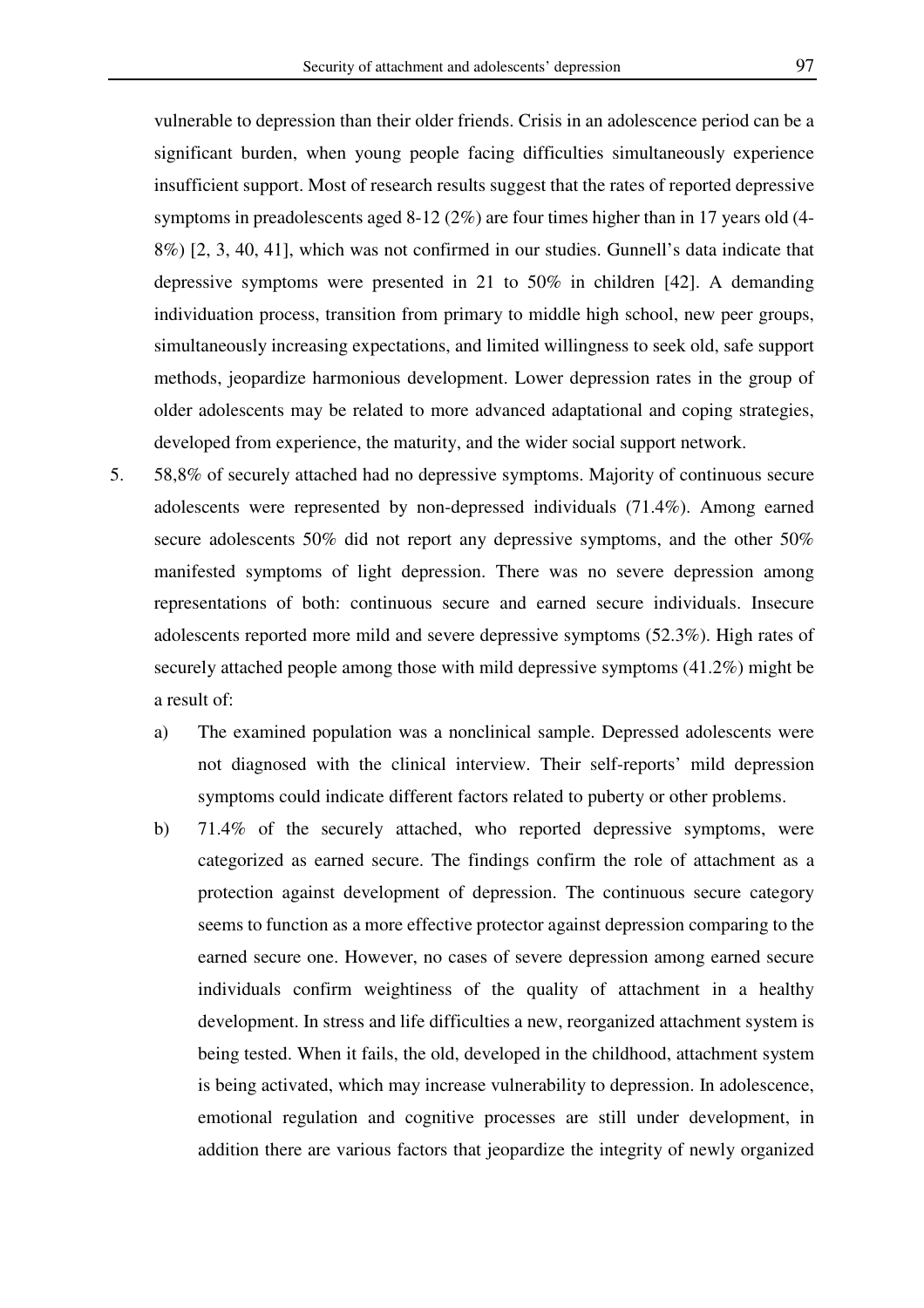vulnerable to depression than their older friends. Crisis in an adolescence period can be a significant burden, when young people facing difficulties simultaneously experience insufficient support. Most of research results suggest that the rates of reported depressive symptoms in preadolescents aged 8-12 (2%) are four times higher than in 17 years old (4-8%) [2, 3, 40, 41], which was not confirmed in our studies. Gunnell's data indicate that depressive symptoms were presented in 21 to 50% in children [42]. A demanding individuation process, transition from primary to middle high school, new peer groups, simultaneously increasing expectations, and limited willingness to seek old, safe support methods, jeopardize harmonious development. Lower depression rates in the group of older adolescents may be related to more advanced adaptational and coping strategies, developed from experience, the maturity, and the wider social support network.

5. 58,8% of securely attached had no depressive symptoms. Majority of continuous secure adolescents were represented by non-depressed individuals (71.4%). Among earned secure adolescents 50% did not report any depressive symptoms, and the other 50% manifested symptoms of light depression. There was no severe depression among representations of both: continuous secure and earned secure individuals. Insecure adolescents reported more mild and severe depressive symptoms (52.3%). High rates of securely attached people among those with mild depressive symptoms (41.2%) might be a result of:
   a) The examined population was a nonclinical sample. Depressed adolescents were not diagnosed with the clinical interview. Their self-reports' mild depression symptoms could indicate different factors related to puberty or other problems.
   b) 71.4% of the securely attached, who reported depressive symptoms, were categorized as earned secure. The findings confirm the role of attachment as a protection against development of depression. The continuous secure category seems to function as a more effective protector against depression comparing to the earned secure one. However, no cases of severe depression among earned secure individuals confirm weightiness of the quality of attachment in a healthy development. In stress and life difficulties a new, reorganized attachment system is being tested. When it fails, the old, developed in the childhood, attachment system is being activated, which may increase vulnerability to depression. In adolescence, emotional regulation and cognitive processes are still under development, in addition there are various factors that jeopardize the integrity of newly organized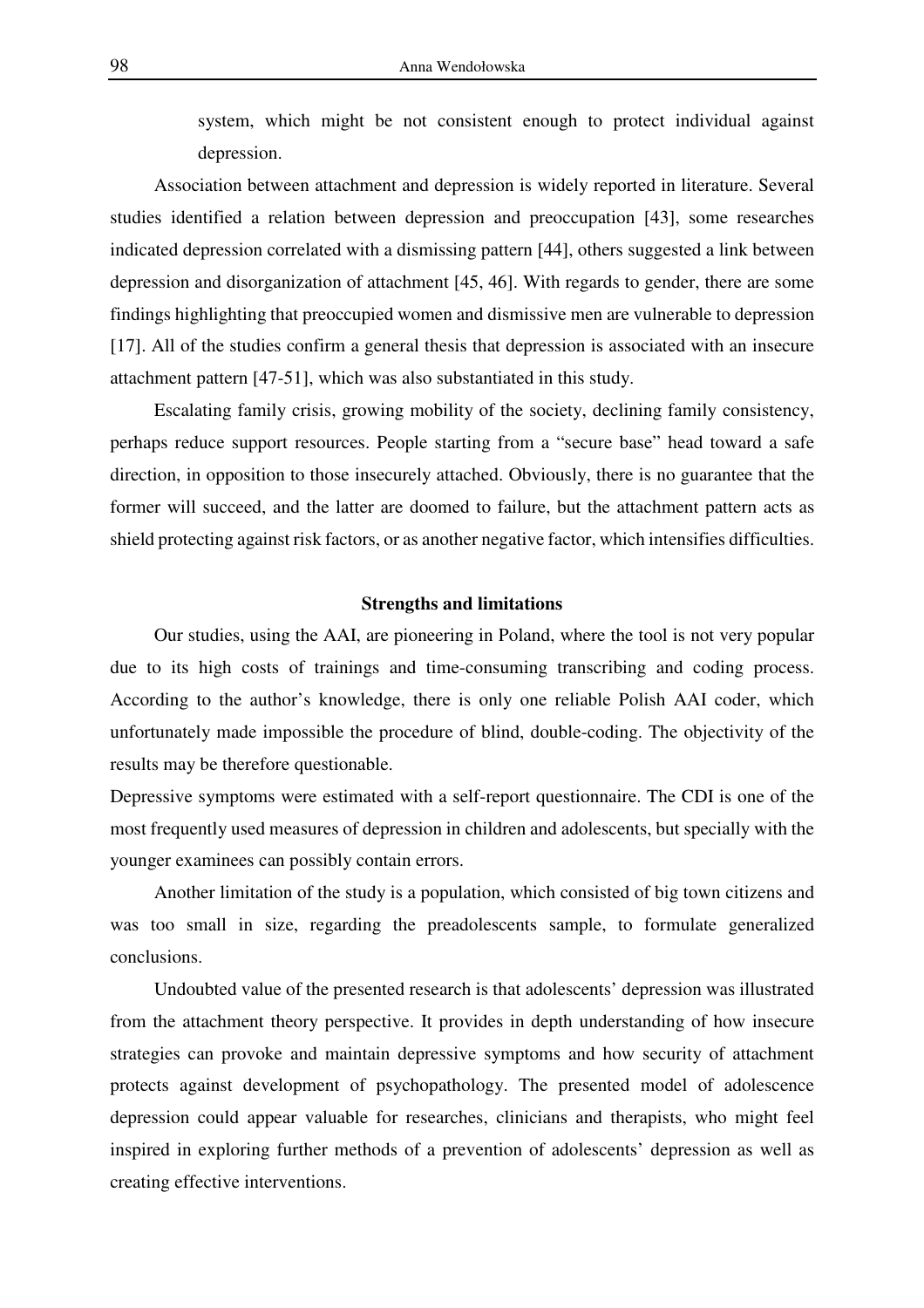system, which might be not consistent enough to protect individual against depression.

Association between attachment and depression is widely reported in literature. Several studies identified a relation between depression and preoccupation [43], some researches indicated depression correlated with a dismissing pattern [44], others suggested a link between depression and disorganization of attachment [45, 46]. With regards to gender, there are some findings highlighting that preoccupied women and dismissive men are vulnerable to depression [17]. All of the studies confirm a general thesis that depression is associated with an insecure attachment pattern [47-51], which was also substantiated in this study.

Escalating family crisis, growing mobility of the society, declining family consistency, perhaps reduce support resources. People starting from a "secure base" head toward a safe direction, in opposition to those insecurely attached. Obviously, there is no guarantee that the former will succeed, and the latter are doomed to failure, but the attachment pattern acts as shield protecting against risk factors, or as another negative factor, which intensifies difficulties.

## Strengths and limitations

Our studies, using the AAI, are pioneering in Poland, where the tool is not very popular due to its high costs of trainings and time-consuming transcribing and coding process. According to the author's knowledge, there is only one reliable Polish AAI coder, which unfortunately made impossible the procedure of blind, double-coding. The objectivity of the results may be therefore questionable.

Depressive symptoms were estimated with a self-report questionnaire. The CDI is one of the most frequently used measures of depression in children and adolescents, but specially with the younger examinees can possibly contain errors.

Another limitation of the study is a population, which consisted of big town citizens and was too small in size, regarding the preadolescents sample, to formulate generalized conclusions.

Undoubted value of the presented research is that adolescents' depression was illustrated from the attachment theory perspective. It provides in depth understanding of how insecure strategies can provoke and maintain depressive symptoms and how security of attachment protects against development of psychopathology. The presented model of adolescence depression could appear valuable for researches, clinicians and therapists, who might feel inspired in exploring further methods of a prevention of adolescents' depression as well as creating effective interventions.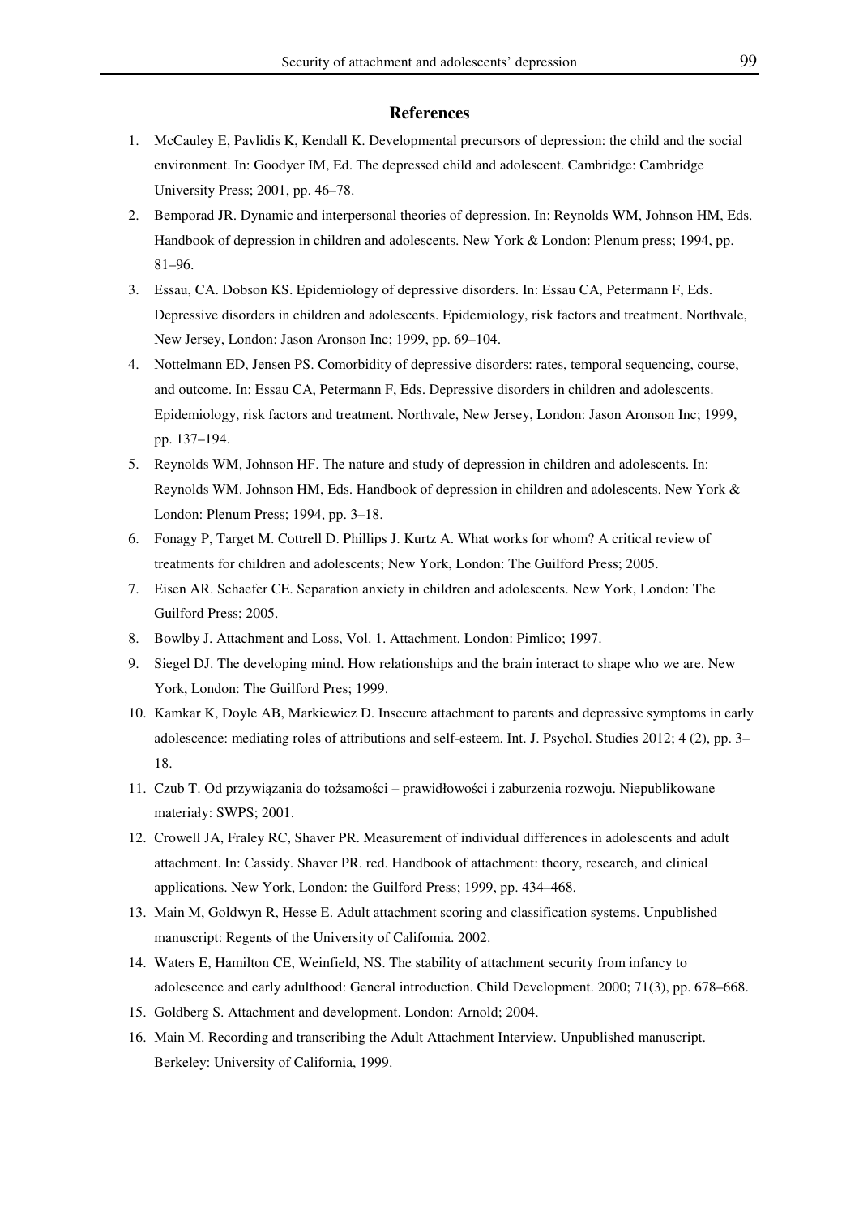## References

1. McCauley E, Pavlidis K, Kendall K. Developmental precursors of depression: the child and the social environment. In: Goodyer IM, Ed. The depressed child and adolescent. Cambridge: Cambridge University Press; 2001, pp. 46–78.
2. Bemporad JR. Dynamic and interpersonal theories of depression. In: Reynolds WM, Johnson HM, Eds. Handbook of depression in children and adolescents. New York & London: Plenum press; 1994, pp. 81–96.
3. Essau, CA. Dobson KS. Epidemiology of depressive disorders. In: Essau CA, Petermann F, Eds. Depressive disorders in children and adolescents. Epidemiology, risk factors and treatment. Northvale, New Jersey, London: Jason Aronson Inc; 1999, pp. 69–104.
4. Nottelmann ED, Jensen PS. Comorbidity of depressive disorders: rates, temporal sequencing, course, and outcome. In: Essau CA, Petermann F, Eds. Depressive disorders in children and adolescents. Epidemiology, risk factors and treatment. Northvale, New Jersey, London: Jason Aronson Inc; 1999, pp. 137–194.
5. Reynolds WM, Johnson HF. The nature and study of depression in children and adolescents. In: Reynolds WM. Johnson HM, Eds. Handbook of depression in children and adolescents. New York & London: Plenum Press; 1994, pp. 3–18.
6. Fonagy P, Target M. Cottrell D. Phillips J. Kurtz A. What works for whom? A critical review of treatments for children and adolescents; New York, London: The Guilford Press; 2005.
7. Eisen AR. Schaefer CE. Separation anxiety in children and adolescents. New York, London: The Guilford Press; 2005.
8. Bowlby J. Attachment and Loss, Vol. 1. Attachment. London: Pimlico; 1997.
9. Siegel DJ. The developing mind. How relationships and the brain interact to shape who we are. New York, London: The Guilford Pres; 1999.
10. Kamkar K, Doyle AB, Markiewicz D. Insecure attachment to parents and depressive symptoms in early adolescence: mediating roles of attributions and self-esteem. Int. J. Psychol. Studies 2012; 4 (2), pp. 3–18.
11. Czub T. Od przywiązania do tożsamości – prawidłowości i zaburzenia rozwoju. Niepublikowane materiały: SWPS; 2001.
12. Crowell JA, Fraley RC, Shaver PR. Measurement of individual differences in adolescents and adult attachment. In: Cassidy. Shaver PR. red. Handbook of attachment: theory, research, and clinical applications. New York, London: the Guilford Press; 1999, pp. 434–468.
13. Main M, Goldwyn R, Hesse E. Adult attachment scoring and classification systems. Unpublished manuscript: Regents of the University of Califomia. 2002.
14. Waters E, Hamilton CE, Weinfield, NS. The stability of attachment security from infancy to adolescence and early adulthood: General introduction. Child Development. 2000; 71(3), pp. 678–668.
15. Goldberg S. Attachment and development. London: Arnold; 2004.
16. Main M. Recording and transcribing the Adult Attachment Interview. Unpublished manuscript. Berkeley: University of California, 1999.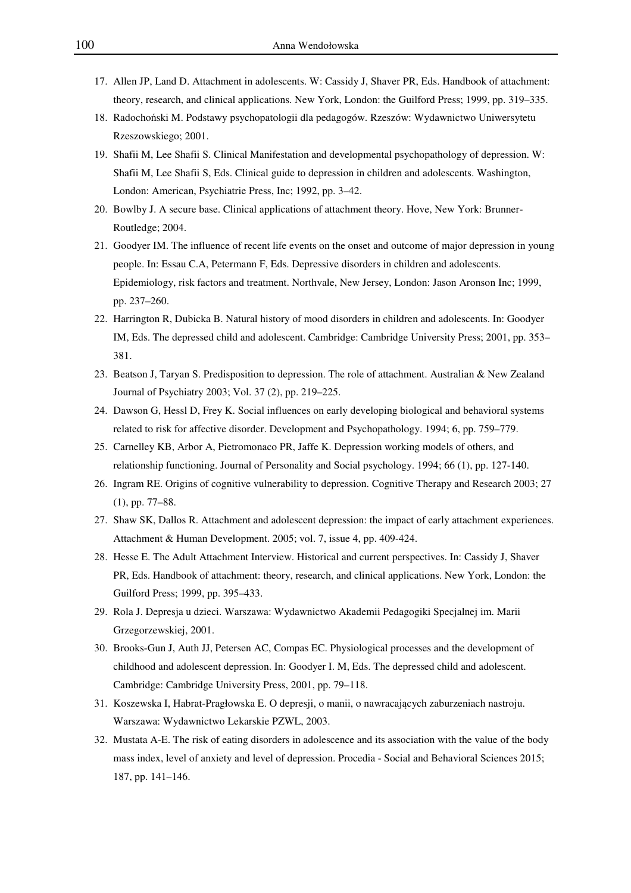17. Allen JP, Land D. Attachment in adolescents. W: Cassidy J, Shaver PR, Eds. Handbook of attachment: theory, research, and clinical applications. New York, London: the Guilford Press; 1999, pp. 319–335.
18. Radochoński M. Podstawy psychopatologii dla pedagogów. Rzeszów: Wydawnictwo Uniwersytetu Rzeszowskiego; 2001.
19. Shafii M, Lee Shafii S. Clinical Manifestation and developmental psychopathology of depression. W: Shafii M, Lee Shafii S, Eds. Clinical guide to depression in children and adolescents. Washington, London: American, Psychiatrie Press, Inc; 1992, pp. 3–42.
20. Bowlby J. A secure base. Clinical applications of attachment theory. Hove, New York: Brunner-Routledge; 2004.
21. Goodyer IM. The influence of recent life events on the onset and outcome of major depression in young people. In: Essau C.A, Petermann F, Eds. Depressive disorders in children and adolescents. Epidemiology, risk factors and treatment. Northvale, New Jersey, London: Jason Aronson Inc; 1999, pp. 237–260.
22. Harrington R, Dubicka B. Natural history of mood disorders in children and adolescents. In: Goodyer IM, Eds. The depressed child and adolescent. Cambridge: Cambridge University Press; 2001, pp. 353–381.
23. Beatson J, Taryan S. Predisposition to depression. The role of attachment. Australian & New Zealand Journal of Psychiatry 2003; Vol. 37 (2), pp. 219–225.
24. Dawson G, Hessl D, Frey K. Social influences on early developing biological and behavioral systems related to risk for affective disorder. Development and Psychopathology. 1994; 6, pp. 759–779.
25. Carnelley KB, Arbor A, Pietromonaco PR, Jaffe K. Depression working models of others, and relationship functioning. Journal of Personality and Social psychology. 1994; 66 (1), pp. 127-140.
26. Ingram RE. Origins of cognitive vulnerability to depression. Cognitive Therapy and Research 2003; 27 (1), pp. 77–88.
27. Shaw SK, Dallos R. Attachment and adolescent depression: the impact of early attachment experiences. Attachment & Human Development. 2005; vol. 7, issue 4, pp. 409-424.
28. Hesse E. The Adult Attachment Interview. Historical and current perspectives. In: Cassidy J, Shaver PR, Eds. Handbook of attachment: theory, research, and clinical applications. New York, London: the Guilford Press; 1999, pp. 395–433.
29. Rola J. Depresja u dzieci. Warszawa: Wydawnictwo Akademii Pedagogiki Specjalnej im. Marii Grzegorzewskiej, 2001.
30. Brooks-Gun J, Auth JJ, Petersen AC, Compas EC. Physiological processes and the development of childhood and adolescent depression. In: Goodyer I. M, Eds. The depressed child and adolescent. Cambridge: Cambridge University Press, 2001, pp. 79–118.
31. Koszewska I, Habrat-Pragłowska E. O depresji, o manii, o nawracających zaburzeniach nastroju. Warszawa: Wydawnictwo Lekarskie PZWL, 2003.
32. Mustata A-E. The risk of eating disorders in adolescence and its association with the value of the body mass index, level of anxiety and level of depression. Procedia - Social and Behavioral Sciences 2015; 187, pp. 141–146.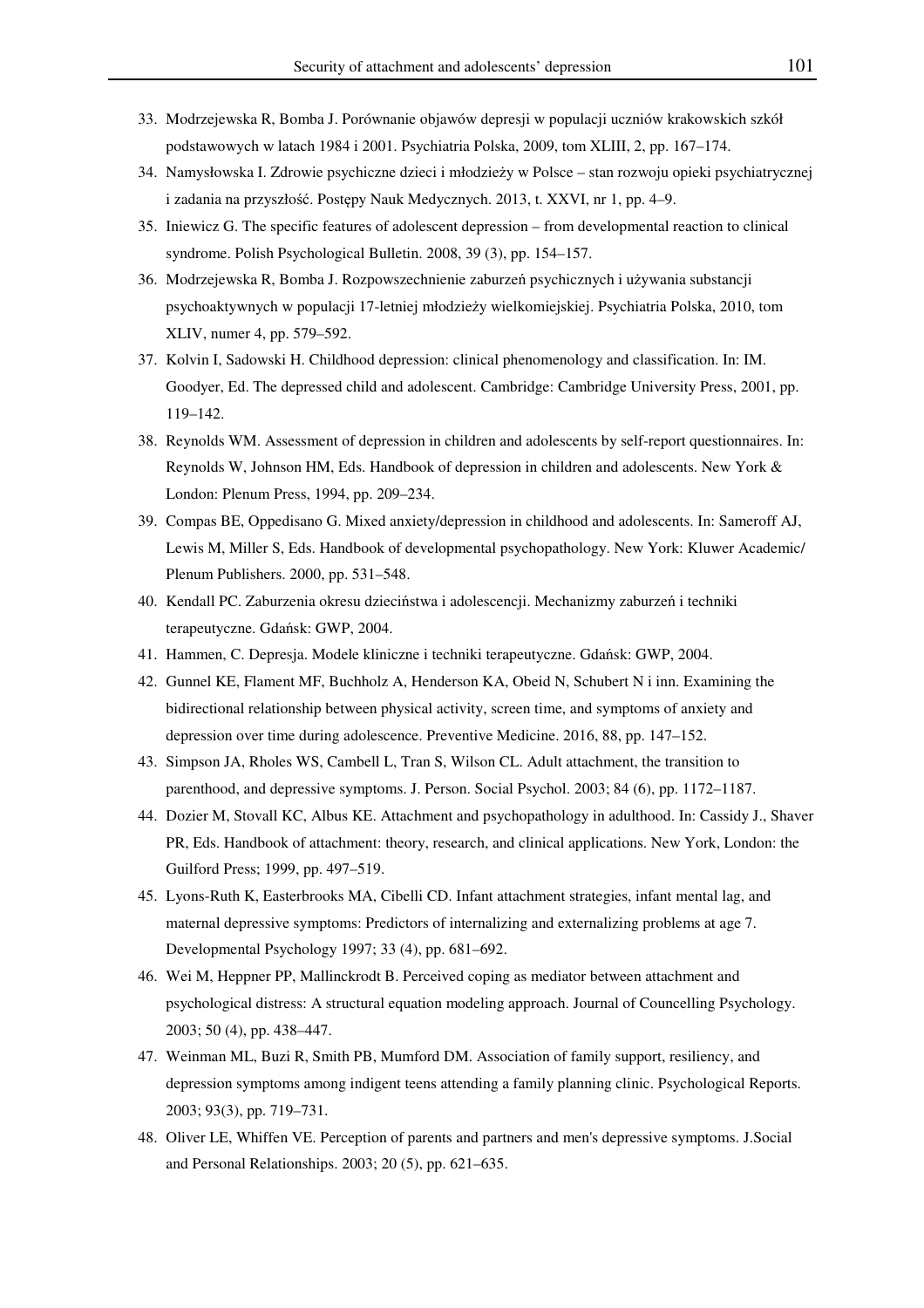33. Modrzejewska R, Bomba J. Porównanie objawów depresji w populacji uczniów krakowskich szkół podstawowych w latach 1984 i 2001. Psychiatria Polska, 2009, tom XLIII, 2, pp. 167–174.
34. Namysłowska I. Zdrowie psychiczne dzieci i młodzieży w Polsce – stan rozwoju opieki psychiatrycznej i zadania na przyszłość. Postępy Nauk Medycznych. 2013, t. XXVI, nr 1, pp. 4–9.
35. Iniewicz G. The specific features of adolescent depression – from developmental reaction to clinical syndrome. Polish Psychological Bulletin. 2008, 39 (3), pp. 154–157.
36. Modrzejewska R, Bomba J. Rozpowszechnienie zaburzeń psychicznych i używania substancji psychoaktywnych w populacji 17-letniej młodzieży wielkomiejskiej. Psychiatria Polska, 2010, tom XLIV, numer 4, pp. 579–592.
37. Kolvin I, Sadowski H. Childhood depression: clinical phenomenology and classification. In: IM. Goodyer, Ed. The depressed child and adolescent. Cambridge: Cambridge University Press, 2001, pp. 119–142.
38. Reynolds WM. Assessment of depression in children and adolescents by self-report questionnaires. In: Reynolds W, Johnson HM, Eds. Handbook of depression in children and adolescents. New York & London: Plenum Press, 1994, pp. 209–234.
39. Compas BE, Oppedisano G. Mixed anxiety/depression in childhood and adolescents. In: Sameroff AJ, Lewis M, Miller S, Eds. Handbook of developmental psychopathology. New York: Kluwer Academic/ Plenum Publishers. 2000, pp. 531–548.
40. Kendall PC. Zaburzenia okresu dzieciństwa i adolescencji. Mechanizmy zaburzeń i techniki terapeutyczne. Gdańsk: GWP, 2004.
41. Hammen, C. Depresja. Modele kliniczne i techniki terapeutyczne. Gdańsk: GWP, 2004.
42. Gunnel KE, Flament MF, Buchholz A, Henderson KA, Obeid N, Schubert N i inn. Examining the bidirectional relationship between physical activity, screen time, and symptoms of anxiety and depression over time during adolescence. Preventive Medicine. 2016, 88, pp. 147–152.
43. Simpson JA, Rholes WS, Cambell L, Tran S, Wilson CL. Adult attachment, the transition to parenthood, and depressive symptoms. J. Person. Social Psychol. 2003; 84 (6), pp. 1172–1187.
44. Dozier M, Stovall KC, Albus KE. Attachment and psychopathology in adulthood. In: Cassidy J., Shaver PR, Eds. Handbook of attachment: theory, research, and clinical applications. New York, London: the Guilford Press; 1999, pp. 497–519.
45. Lyons-Ruth K, Easterbrooks MA, Cibelli CD. Infant attachment strategies, infant mental lag, and maternal depressive symptoms: Predictors of internalizing and externalizing problems at age 7. Developmental Psychology 1997; 33 (4), pp. 681–692.
46. Wei M, Heppner PP, Mallinckrodt B. Perceived coping as mediator between attachment and psychological distress: A structural equation modeling approach. Journal of Councelling Psychology. 2003; 50 (4), pp. 438–447.
47. Weinman ML, Buzi R, Smith PB, Mumford DM. Association of family support, resiliency, and depression symptoms among indigent teens attending a family planning clinic. Psychological Reports. 2003; 93(3), pp. 719–731.
48. Oliver LE, Whiffen VE. Perception of parents and partners and men's depressive symptoms. J.Social and Personal Relationships. 2003; 20 (5), pp. 621–635.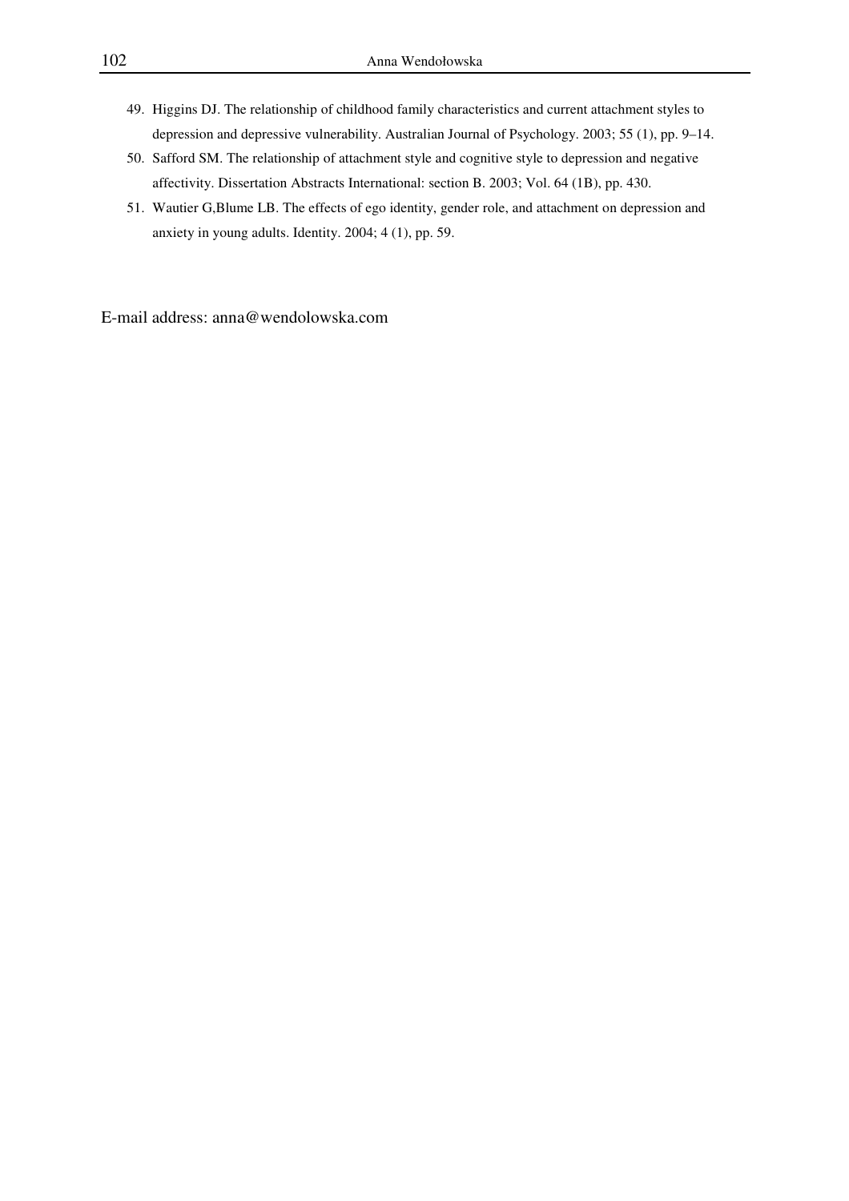49. Higgins DJ. The relationship of childhood family characteristics and current attachment styles to depression and depressive vulnerability. Australian Journal of Psychology. 2003; 55 (1), pp. 9–14.
50. Safford SM. The relationship of attachment style and cognitive style to depression and negative affectivity. Dissertation Abstracts International: section B. 2003; Vol. 64 (1B), pp. 430.
51. Wautier G,Blume LB. The effects of ego identity, gender role, and attachment on depression and anxiety in young adults. Identity. 2004; 4 (1), pp. 59.

E-mail address: anna@wendolowska.com